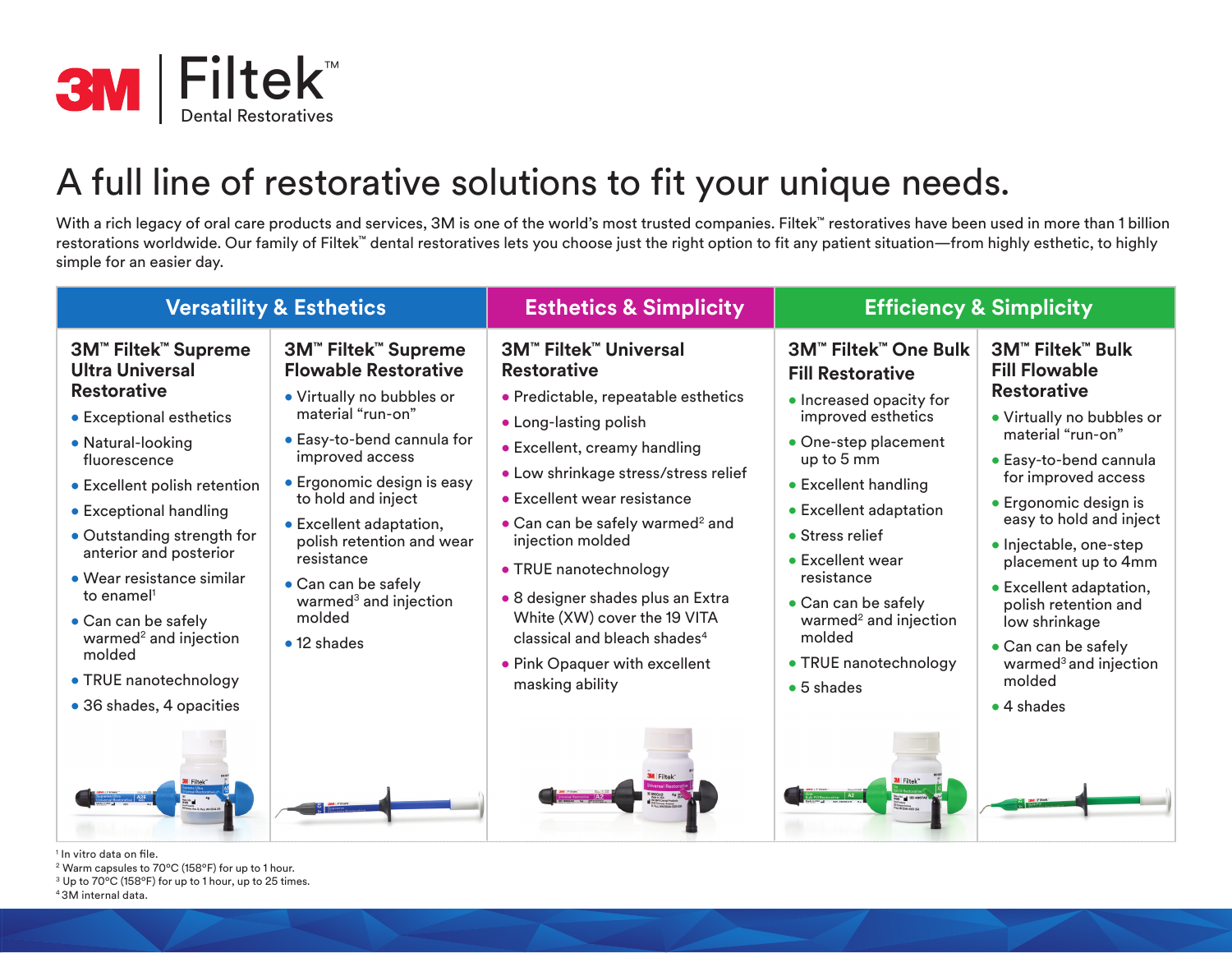# 3M | Filtek™ Dental Restoratives

## A full line of restorative solutions to fit your unique needs.

With a rich legacy of oral care products and services, 3M is one of the world's most trusted companies. Filtek™ restoratives have been used in more than 1 billion restorations worldwide. Our family of Filtek™ dental restoratives lets you choose just the right option to fit any patient situation—from highly esthetic, to highly simple for an easier day.

## Versatility & Esthetics

### 3M™ Filtek™ Supreme Ultra Universal Restorative

- Exceptional esthetics
- Natural-looking fluorescence
- Excellent polish retention
- Exceptional handling
- Outstanding strength for anterior and posterior
- Wear resistance similar to enamel[1]
- Can can be safely warmed[2] and injection molded
- TRUE nanotechnology
- 36 shades, 4 opacities

### 3M™ Filtek™ Supreme Flowable Restorative

- Virtually no bubbles or material "run-on"
- Easy-to-bend cannula for improved access
- Ergonomic design is easy to hold and inject
- Excellent adaptation, polish retention and wear resistance
- Can can be safely warmed[3] and injection molded
- 12 shades

## Esthetics & Simplicity

### 3M™ Filtek™ Universal Restorative

- Predictable, repeatable esthetics
- Long-lasting polish
- Excellent, creamy handling
- Low shrinkage stress/stress relief
- Excellent wear resistance
- Can can be safely warmed[2] and injection molded
- TRUE nanotechnology
- 8 designer shades plus an Extra White (XW) cover the 19 VITA classical and bleach shades[4]
- Pink Opaquer with excellent masking ability

## Efficiency & Simplicity

### 3M™ Filtek™ One Bulk Fill Restorative

- Increased opacity for improved esthetics
- One-step placement up to 5 mm
- Excellent handling
- Excellent adaptation
- Stress relief
- Excellent wear resistance
- Can can be safely warmed[2] and injection molded
- TRUE nanotechnology
- 5 shades

### 3M™ Filtek™ Bulk Fill Flowable Restorative

- Virtually no bubbles or material "run-on"
- Easy-to-bend cannula for improved access
- Ergonomic design is easy to hold and inject
- Injectable, one-step placement up to 4mm
- Excellent adaptation, polish retention and low shrinkage
- Can can be safely warmed[3] and injection molded
- 4 shades

[1] In vitro data on file.
[2] Warm capsules to 70°C (158°F) for up to 1 hour.
[3] Up to 70°C (158°F) for up to 1 hour, up to 25 times.
[4] 3M internal data.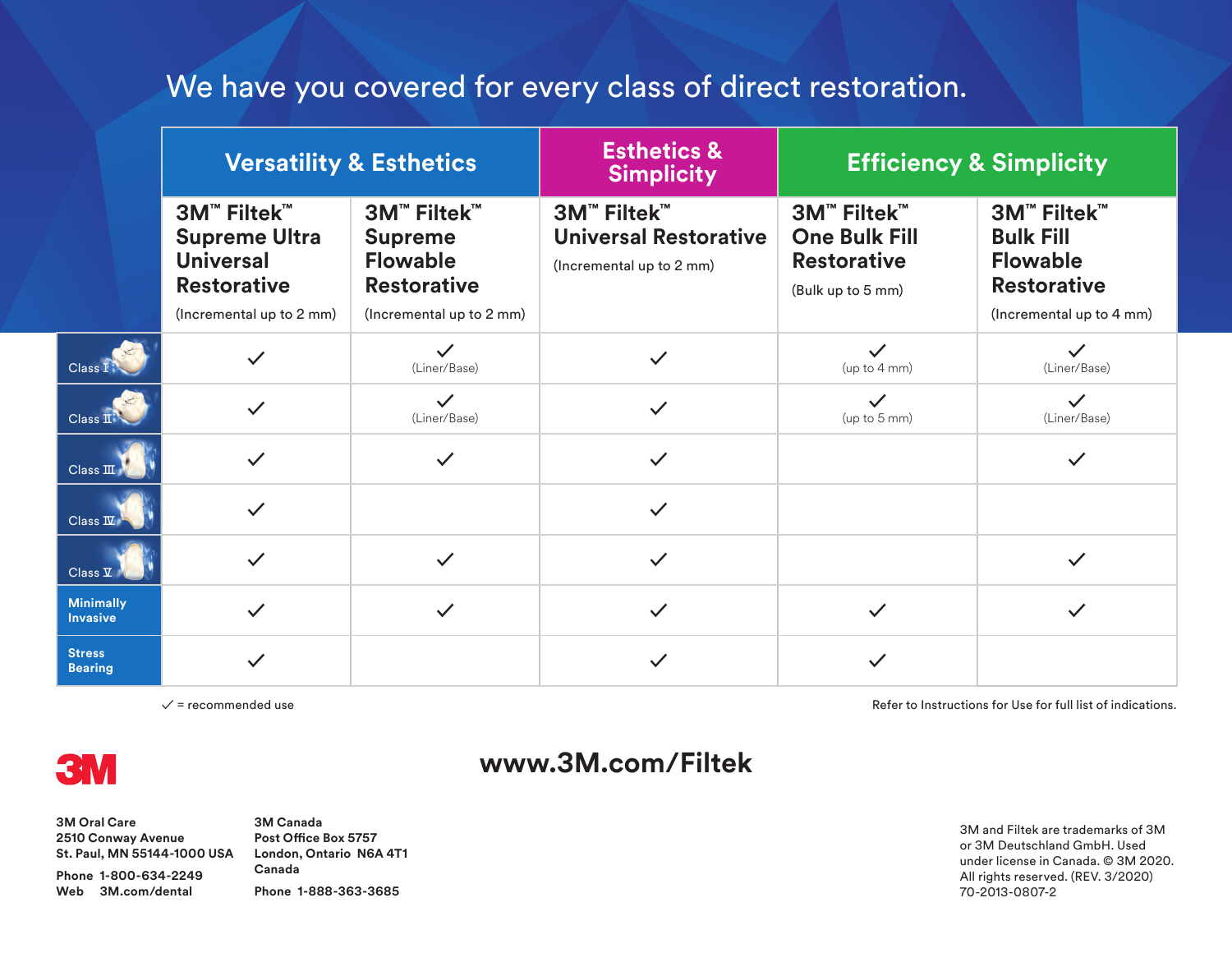# We have you covered for every class of direct restoration.

| | Versatility & Esthetics | | Esthetics & Simplicity | Efficiency & Simplicity | |
|---|---|---|---|---|---|
| | **3M™ Filtek™ Supreme Ultra Universal Restorative** (Incremental up to 2 mm) | **3M™ Filtek™ Supreme Flowable Restorative** (Incremental up to 2 mm) | **3M™ Filtek™ Universal Restorative** (Incremental up to 2 mm) | **3M™ Filtek™ One Bulk Fill Restorative** (Bulk up to 5 mm) | **3M™ Filtek™ Bulk Fill Flowable Restorative** (Incremental up to 4 mm) |
| Class I | ✓ | ✓ (Liner/Base) | ✓ | ✓ (up to 4 mm) | ✓ (Liner/Base) |
| Class II | ✓ | ✓ (Liner/Base) | ✓ | ✓ (up to 5 mm) | ✓ (Liner/Base) |
| Class III | ✓ | ✓ | ✓ | | ✓ |
| Class IV | ✓ | | ✓ | | |
| Class V | ✓ | ✓ | ✓ | | ✓ |
| Minimally Invasive | ✓ | ✓ | ✓ | ✓ | ✓ |
| Stress Bearing | ✓ | | ✓ | ✓ | |

✓ = recommended use

Refer to Instructions for Use for full list of indications.

3M

**www.3M.com/Filtek**

**3M Oral Care**
**2510 Conway Avenue**
**St. Paul, MN 55144-1000 USA**

**Phone 1-800-634-2249**
**Web 3M.com/dental**

**3M Canada**
**Post Office Box 5757**
**London, Ontario N6A 4T1**
**Canada**

**Phone 1-888-363-3685**

3M and Filtek are trademarks of 3M or 3M Deutschland GmbH. Used under license in Canada. © 3M 2020. All rights reserved. (REV. 3/2020)
70-2013-0807-2